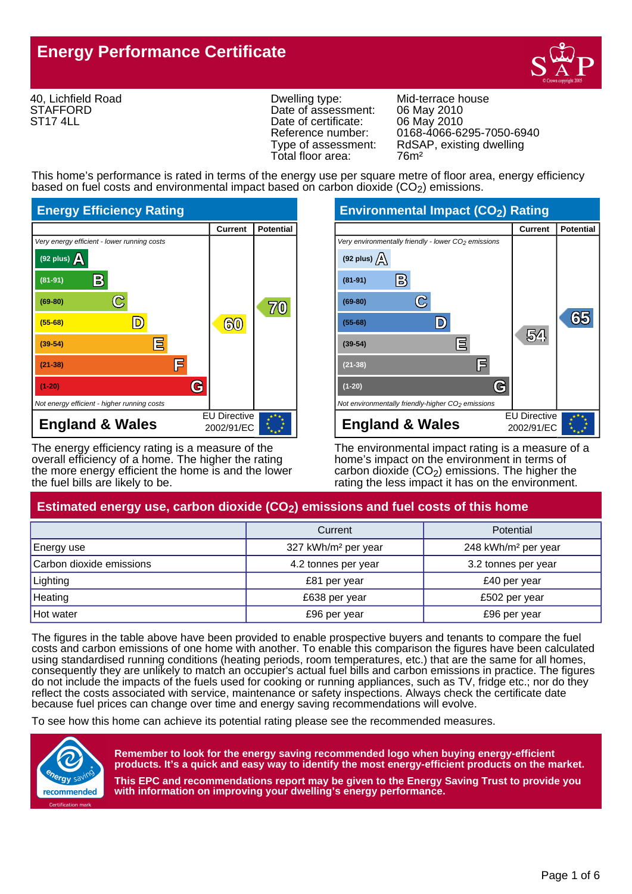# Energy Performance Certificate

40, Lichfield Road
STAFFORD
ST17 4LL

| | |
|---|---|
| Dwelling type: | Mid-terrace house |
| Date of assessment: | 06 May 2010 |
| Date of certificate: | 06 May 2010 |
| Reference number: | 0168-4066-6295-7050-6940 |
| Type of assessment: | RdSAP, existing dwelling |
| Total floor area: | 76m² |

This home's performance is rated in terms of the energy use per square metre of floor area, energy efficiency based on fuel costs and environmental impact based on carbon dioxide ($CO_2$) emissions.

## Energy Efficiency Rating

| | Current | Potential |
|---|---|---|
| *Very energy efficient - lower running costs* | | |
| (92 plus) A | | |
| (81-91) B | | |
| (69-80) C | | 70 |
| (55-68) D | 60 | |
| (39-54) E | | |
| (21-38) F | | |
| (1-20) G | | |
| *Not energy efficient - higher running costs* | | |
| England & Wales — EU Directive 2002/91/EC | | |

The energy efficiency rating is a measure of the overall efficiency of a home. The higher the rating the more energy efficient the home is and the lower the fuel bills are likely to be.

## Environmental Impact ($CO_2$) Rating

| | Current | Potential |
|---|---|---|
| *Very environmentally friendly - lower $CO_2$ emissions* | | |
| (92 plus) A | | |
| (81-91) B | | |
| (69-80) C | | |
| (55-68) D | | 65 |
| (39-54) E | 54 | |
| (21-38) F | | |
| (1-20) G | | |
| *Not environmentally friendly-higher $CO_2$ emissions* | | |
| England & Wales — EU Directive 2002/91/EC | | |

The environmental impact rating is a measure of a home's impact on the environment in terms of carbon dioxide ($CO_2$) emissions. The higher the rating the less impact it has on the environment.

## Estimated energy use, carbon dioxide ($CO_2$) emissions and fuel costs of this home

| | Current | Potential |
|---|---|---|
| Energy use | 327 kWh/m² per year | 248 kWh/m² per year |
| Carbon dioxide emissions | 4.2 tonnes per year | 3.2 tonnes per year |
| Lighting | £81 per year | £40 per year |
| Heating | £638 per year | £502 per year |
| Hot water | £96 per year | £96 per year |

The figures in the table above have been provided to enable prospective buyers and tenants to compare the fuel costs and carbon emissions of one home with another. To enable this comparison the figures have been calculated using standardised running conditions (heating periods, room temperatures, etc.) that are the same for all homes, consequently they are unlikely to match an occupier's actual fuel bills and carbon emissions in practice. The figures do not include the impacts of the fuels used for cooking or running appliances, such as TV, fridge etc.; nor do they reflect the costs associated with service, maintenance or safety inspections. Always check the certificate date because fuel prices can change over time and energy saving recommendations will evolve.

To see how this home can achieve its potential rating please see the recommended measures.

**Remember to look for the energy saving recommended logo when buying energy-efficient products. It's a quick and easy way to identify the most energy-efficient products on the market.**

**This EPC and recommendations report may be given to the Energy Saving Trust to provide you with information on improving your dwelling's energy performance.**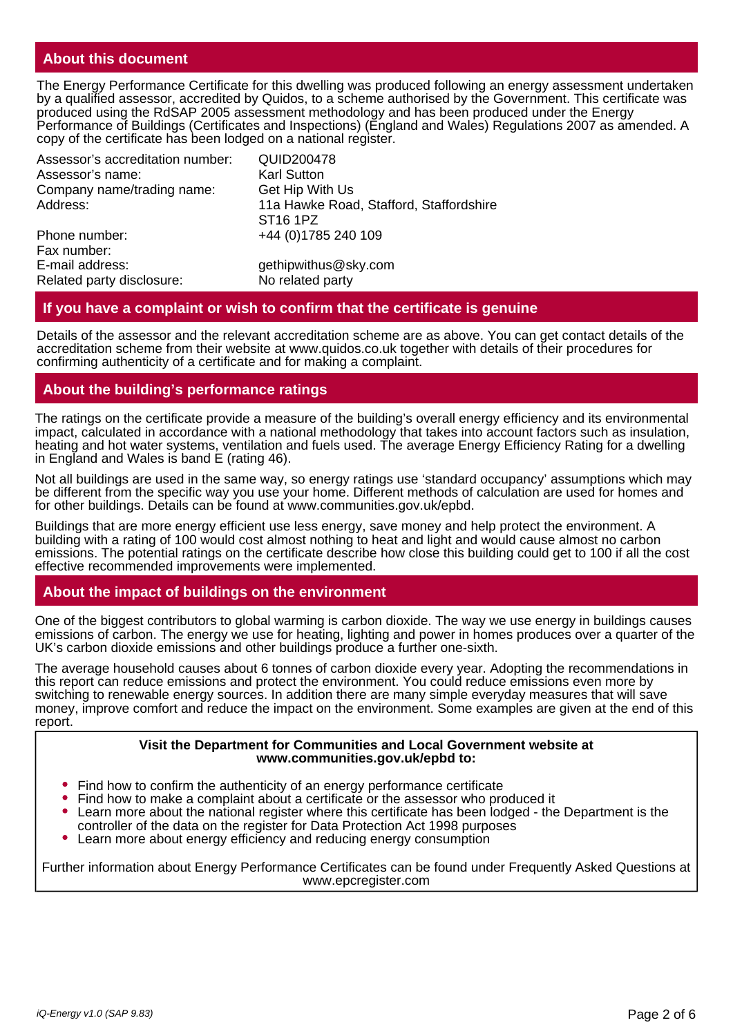## About this document

The Energy Performance Certificate for this dwelling was produced following an energy assessment undertaken by a qualified assessor, accredited by Quidos, to a scheme authorised by the Government. This certificate was produced using the RdSAP 2005 assessment methodology and has been produced under the Energy Performance of Buildings (Certificates and Inspections) (England and Wales) Regulations 2007 as amended. A copy of the certificate has been lodged on a national register.

| | |
|---|---|
| Assessor's accreditation number: | QUID200478 |
| Assessor's name: | Karl Sutton |
| Company name/trading name: | Get Hip With Us |
| Address: | 11a Hawke Road, Stafford, Staffordshire ST16 1PZ |
| Phone number: | +44 (0)1785 240 109 |
| Fax number: | |
| E-mail address: | gethipwithus@sky.com |
| Related party disclosure: | No related party |

## If you have a complaint or wish to confirm that the certificate is genuine

Details of the assessor and the relevant accreditation scheme are as above. You can get contact details of the accreditation scheme from their website at www.quidos.co.uk together with details of their procedures for confirming authenticity of a certificate and for making a complaint.

## About the building's performance ratings

The ratings on the certificate provide a measure of the building's overall energy efficiency and its environmental impact, calculated in accordance with a national methodology that takes into account factors such as insulation, heating and hot water systems, ventilation and fuels used. The average Energy Efficiency Rating for a dwelling in England and Wales is band E (rating 46).

Not all buildings are used in the same way, so energy ratings use 'standard occupancy' assumptions which may be different from the specific way you use your home. Different methods of calculation are used for homes and for other buildings. Details can be found at www.communities.gov.uk/epbd.

Buildings that are more energy efficient use less energy, save money and help protect the environment. A building with a rating of 100 would cost almost nothing to heat and light and would cause almost no carbon emissions. The potential ratings on the certificate describe how close this building could get to 100 if all the cost effective recommended improvements were implemented.

## About the impact of buildings on the environment

One of the biggest contributors to global warming is carbon dioxide. The way we use energy in buildings causes emissions of carbon. The energy we use for heating, lighting and power in homes produces over a quarter of the UK's carbon dioxide emissions and other buildings produce a further one-sixth.

The average household causes about 6 tonnes of carbon dioxide every year. Adopting the recommendations in this report can reduce emissions and protect the environment. You could reduce emissions even more by switching to renewable energy sources. In addition there are many simple everyday measures that will save money, improve comfort and reduce the impact on the environment. Some examples are given at the end of this report.

**Visit the Department for Communities and Local Government website at www.communities.gov.uk/epbd to:**

- Find how to confirm the authenticity of an energy performance certificate
- Find how to make a complaint about a certificate or the assessor who produced it
- Learn more about the national register where this certificate has been lodged - the Department is the controller of the data on the register for Data Protection Act 1998 purposes
- Learn more about energy efficiency and reducing energy consumption

Further information about Energy Performance Certificates can be found under Frequently Asked Questions at www.epcregister.com

*iQ-Energy v1.0 (SAP 9.83)*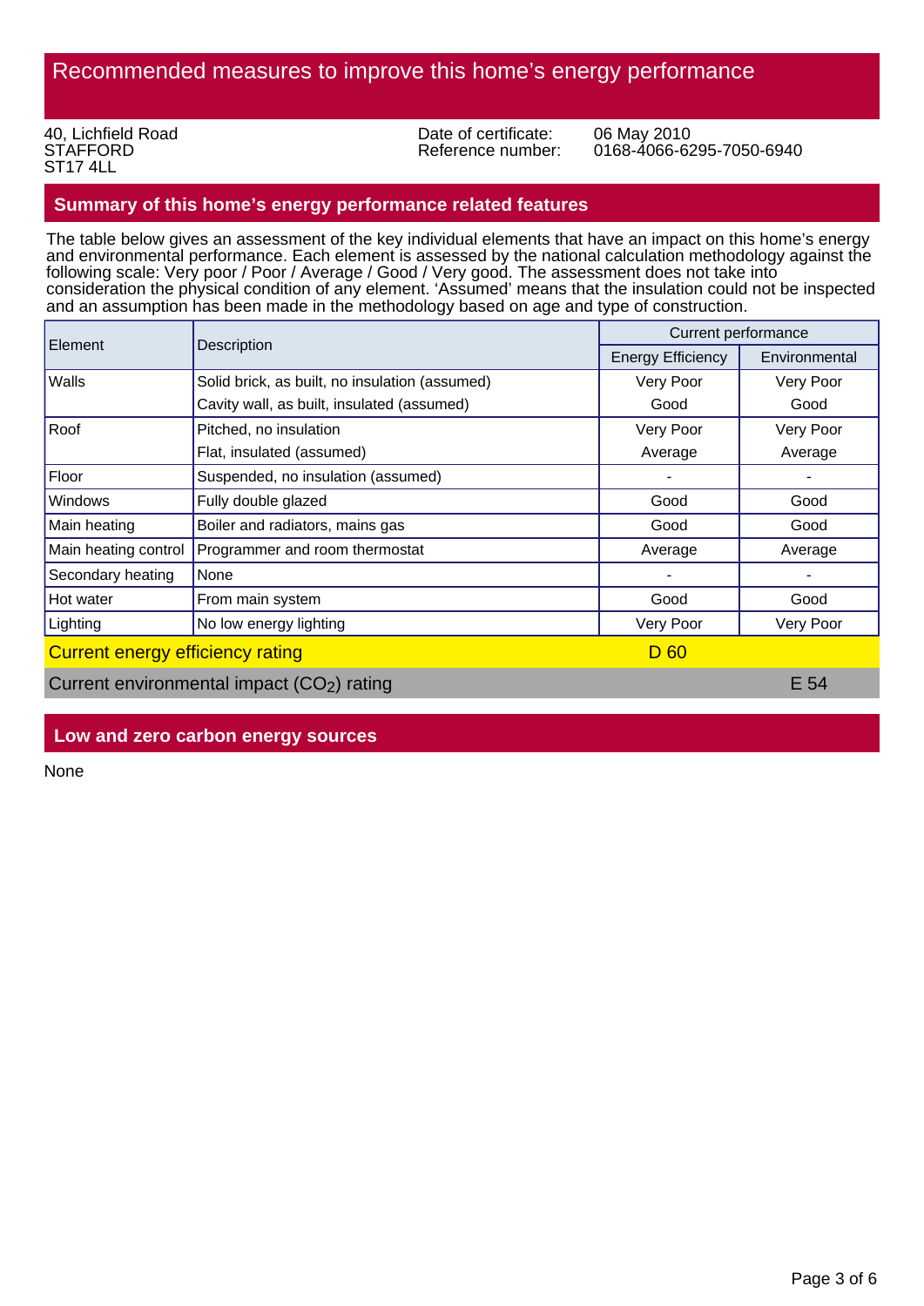# Recommended measures to improve this home's energy performance

40, Lichfield Road
STAFFORD
ST17 4LL

Date of certificate: 06 May 2010
Reference number: 0168-4066-6295-7050-6940

## Summary of this home's energy performance related features

The table below gives an assessment of the key individual elements that have an impact on this home's energy and environmental performance. Each element is assessed by the national calculation methodology against the following scale: Very poor / Poor / Average / Good / Very good. The assessment does not take into consideration the physical condition of any element. 'Assumed' means that the insulation could not be inspected and an assumption has been made in the methodology based on age and type of construction.

| Element | Description | Current performance | |
|---|---|---|---|
| | | Energy Efficiency | Environmental |
| Walls | Solid brick, as built, no insulation (assumed) | Very Poor | Very Poor |
| | Cavity wall, as built, insulated (assumed) | Good | Good |
| Roof | Pitched, no insulation | Very Poor | Very Poor |
| | Flat, insulated (assumed) | Average | Average |
| Floor | Suspended, no insulation (assumed) | - | - |
| Windows | Fully double glazed | Good | Good |
| Main heating | Boiler and radiators, mains gas | Good | Good |
| Main heating control | Programmer and room thermostat | Average | Average |
| Secondary heating | None | - | - |
| Hot water | From main system | Good | Good |
| Lighting | No low energy lighting | Very Poor | Very Poor |
| Current energy efficiency rating | | D 60 | |
| Current environmental impact ($CO_2$) rating | | | E 54 |

## Low and zero carbon energy sources

None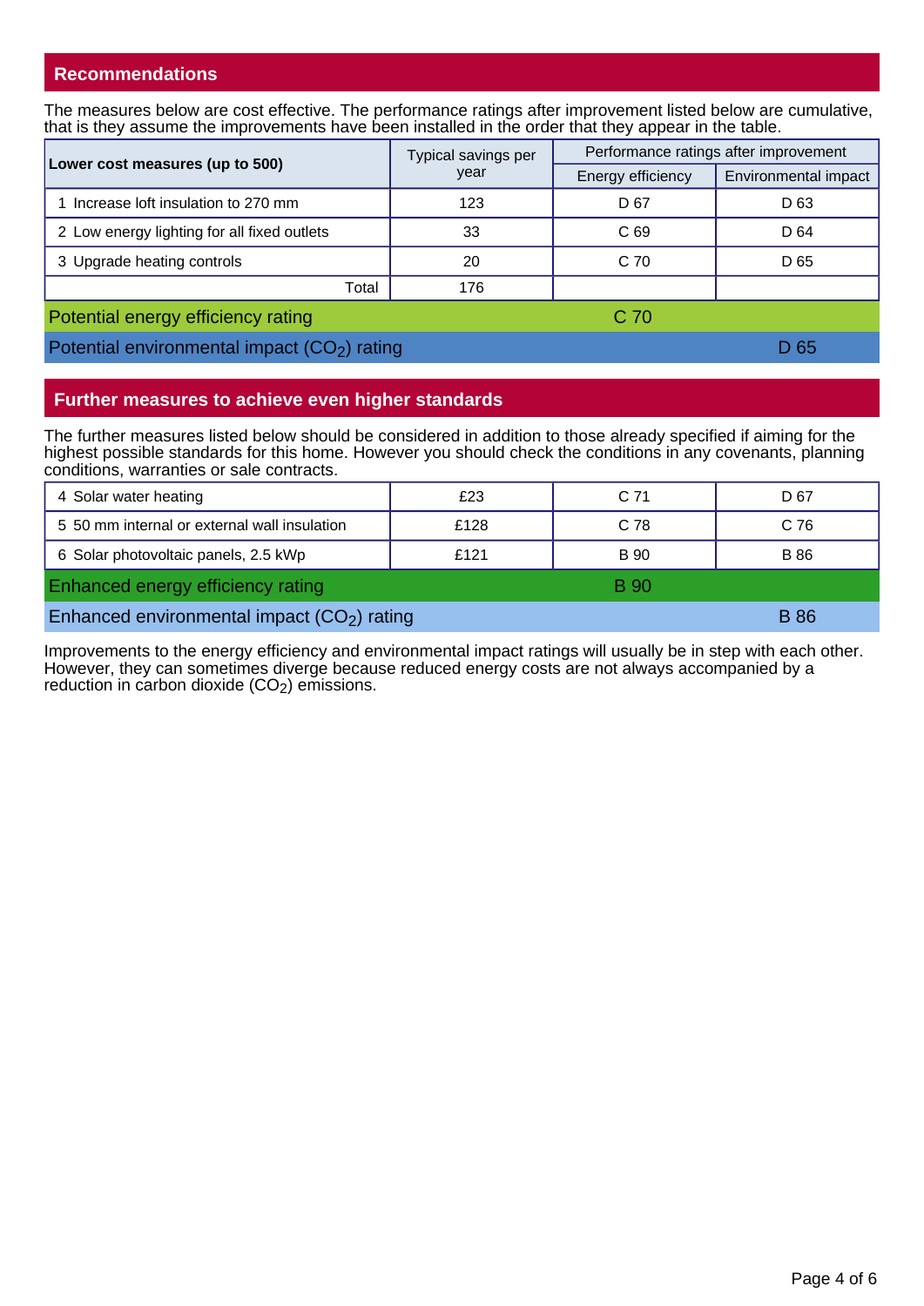## Recommendations

The measures below are cost effective. The performance ratings after improvement listed below are cumulative, that is they assume the improvements have been installed in the order that they appear in the table.

| **Lower cost measures (up to 500)** | Typical savings per year | Performance ratings after improvement | |
|---|---|---|---|
| | | Energy efficiency | Environmental impact |
| 1 Increase loft insulation to 270 mm | 123 | D 67 | D 63 |
| 2 Low energy lighting for all fixed outlets | 33 | C 69 | D 64 |
| 3 Upgrade heating controls | 20 | C 70 | D 65 |
| Total | 176 | | |
| Potential energy efficiency rating | | C 70 | |
| Potential environmental impact ($CO_2$) rating | | | D 65 |

## Further measures to achieve even higher standards

The further measures listed below should be considered in addition to those already specified if aiming for the highest possible standards for this home. However you should check the conditions in any covenants, planning conditions, warranties or sale contracts.

| Measure | Typical savings per year | Energy efficiency | Environmental impact |
|---|---|---|---|
| 4 Solar water heating | £23 | C 71 | D 67 |
| 5 50 mm internal or external wall insulation | £128 | C 78 | C 76 |
| 6 Solar photovoltaic panels, 2.5 kWp | £121 | B 90 | B 86 |
| Enhanced energy efficiency rating | | B 90 | |
| Enhanced environmental impact ($CO_2$) rating | | | B 86 |

Improvements to the energy efficiency and environmental impact ratings will usually be in step with each other. However, they can sometimes diverge because reduced energy costs are not always accompanied by a reduction in carbon dioxide ($CO_2$) emissions.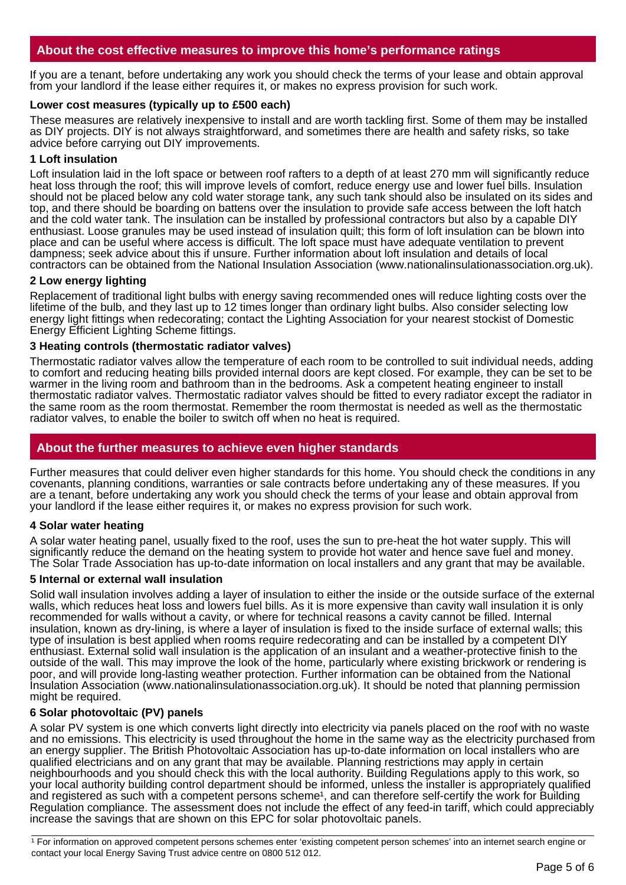## About the cost effective measures to improve this home's performance ratings

If you are a tenant, before undertaking any work you should check the terms of your lease and obtain approval from your landlord if the lease either requires it, or makes no express provision for such work.

**Lower cost measures (typically up to £500 each)**

These measures are relatively inexpensive to install and are worth tackling first. Some of them may be installed as DIY projects. DIY is not always straightforward, and sometimes there are health and safety risks, so take advice before carrying out DIY improvements.

**1 Loft insulation**

Loft insulation laid in the loft space or between roof rafters to a depth of at least 270 mm will significantly reduce heat loss through the roof; this will improve levels of comfort, reduce energy use and lower fuel bills. Insulation should not be placed below any cold water storage tank, any such tank should also be insulated on its sides and top, and there should be boarding on battens over the insulation to provide safe access between the loft hatch and the cold water tank. The insulation can be installed by professional contractors but also by a capable DIY enthusiast. Loose granules may be used instead of insulation quilt; this form of loft insulation can be blown into place and can be useful where access is difficult. The loft space must have adequate ventilation to prevent dampness; seek advice about this if unsure. Further information about loft insulation and details of local contractors can be obtained from the National Insulation Association (www.nationalinsulationassociation.org.uk).

**2 Low energy lighting**

Replacement of traditional light bulbs with energy saving recommended ones will reduce lighting costs over the lifetime of the bulb, and they last up to 12 times longer than ordinary light bulbs. Also consider selecting low energy light fittings when redecorating; contact the Lighting Association for your nearest stockist of Domestic Energy Efficient Lighting Scheme fittings.

**3 Heating controls (thermostatic radiator valves)**

Thermostatic radiator valves allow the temperature of each room to be controlled to suit individual needs, adding to comfort and reducing heating bills provided internal doors are kept closed. For example, they can be set to be warmer in the living room and bathroom than in the bedrooms. Ask a competent heating engineer to install thermostatic radiator valves. Thermostatic radiator valves should be fitted to every radiator except the radiator in the same room as the room thermostat. Remember the room thermostat is needed as well as the thermostatic radiator valves, to enable the boiler to switch off when no heat is required.

## About the further measures to achieve even higher standards

Further measures that could deliver even higher standards for this home. You should check the conditions in any covenants, planning conditions, warranties or sale contracts before undertaking any of these measures. If you are a tenant, before undertaking any work you should check the terms of your lease and obtain approval from your landlord if the lease either requires it, or makes no express provision for such work.

**4 Solar water heating**

A solar water heating panel, usually fixed to the roof, uses the sun to pre-heat the hot water supply. This will significantly reduce the demand on the heating system to provide hot water and hence save fuel and money. The Solar Trade Association has up-to-date information on local installers and any grant that may be available.

**5 Internal or external wall insulation**

Solid wall insulation involves adding a layer of insulation to either the inside or the outside surface of the external walls, which reduces heat loss and lowers fuel bills. As it is more expensive than cavity wall insulation it is only recommended for walls without a cavity, or where for technical reasons a cavity cannot be filled. Internal insulation, known as dry-lining, is where a layer of insulation is fixed to the inside surface of external walls; this type of insulation is best applied when rooms require redecorating and can be installed by a competent DIY enthusiast. External solid wall insulation is the application of an insulant and a weather-protective finish to the outside of the wall. This may improve the look of the home, particularly where existing brickwork or rendering is poor, and will provide long-lasting weather protection. Further information can be obtained from the National Insulation Association (www.nationalinsulationassociation.org.uk). It should be noted that planning permission might be required.

**6 Solar photovoltaic (PV) panels**

A solar PV system is one which converts light directly into electricity via panels placed on the roof with no waste and no emissions. This electricity is used throughout the home in the same way as the electricity purchased from an energy supplier. The British Photovoltaic Association has up-to-date information on local installers who are qualified electricians and on any grant that may be available. Planning restrictions may apply in certain neighbourhoods and you should check this with the local authority. Building Regulations apply to this work, so your local authority building control department should be informed, unless the installer is appropriately qualified and registered as such with a competent persons scheme[1], and can therefore self-certify the work for Building Regulation compliance. The assessment does not include the effect of any feed-in tariff, which could appreciably increase the savings that are shown on this EPC for solar photovoltaic panels.

[1] For information on approved competent persons schemes enter 'existing competent person schemes' into an internet search engine or contact your local Energy Saving Trust advice centre on 0800 512 012.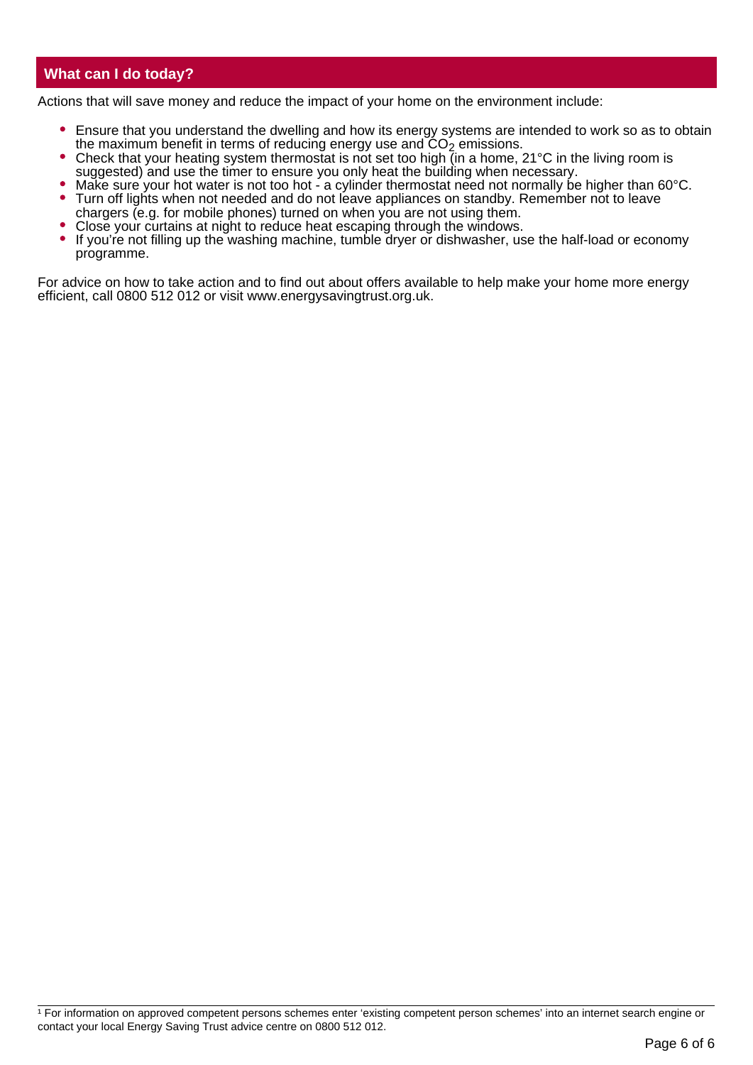## What can I do today?

Actions that will save money and reduce the impact of your home on the environment include:

- Ensure that you understand the dwelling and how its energy systems are intended to work so as to obtain the maximum benefit in terms of reducing energy use and $CO_2$ emissions.
- Check that your heating system thermostat is not set too high (in a home, 21°C in the living room is suggested) and use the timer to ensure you only heat the building when necessary.
- Make sure your hot water is not too hot - a cylinder thermostat need not normally be higher than 60°C.
- Turn off lights when not needed and do not leave appliances on standby. Remember not to leave chargers (e.g. for mobile phones) turned on when you are not using them.
- Close your curtains at night to reduce heat escaping through the windows.
- If you're not filling up the washing machine, tumble dryer or dishwasher, use the half-load or economy programme.

For advice on how to take action and to find out about offers available to help make your home more energy efficient, call 0800 512 012 or visit www.energysavingtrust.org.uk.

[1] For information on approved competent persons schemes enter 'existing competent person schemes' into an internet search engine or contact your local Energy Saving Trust advice centre on 0800 512 012.